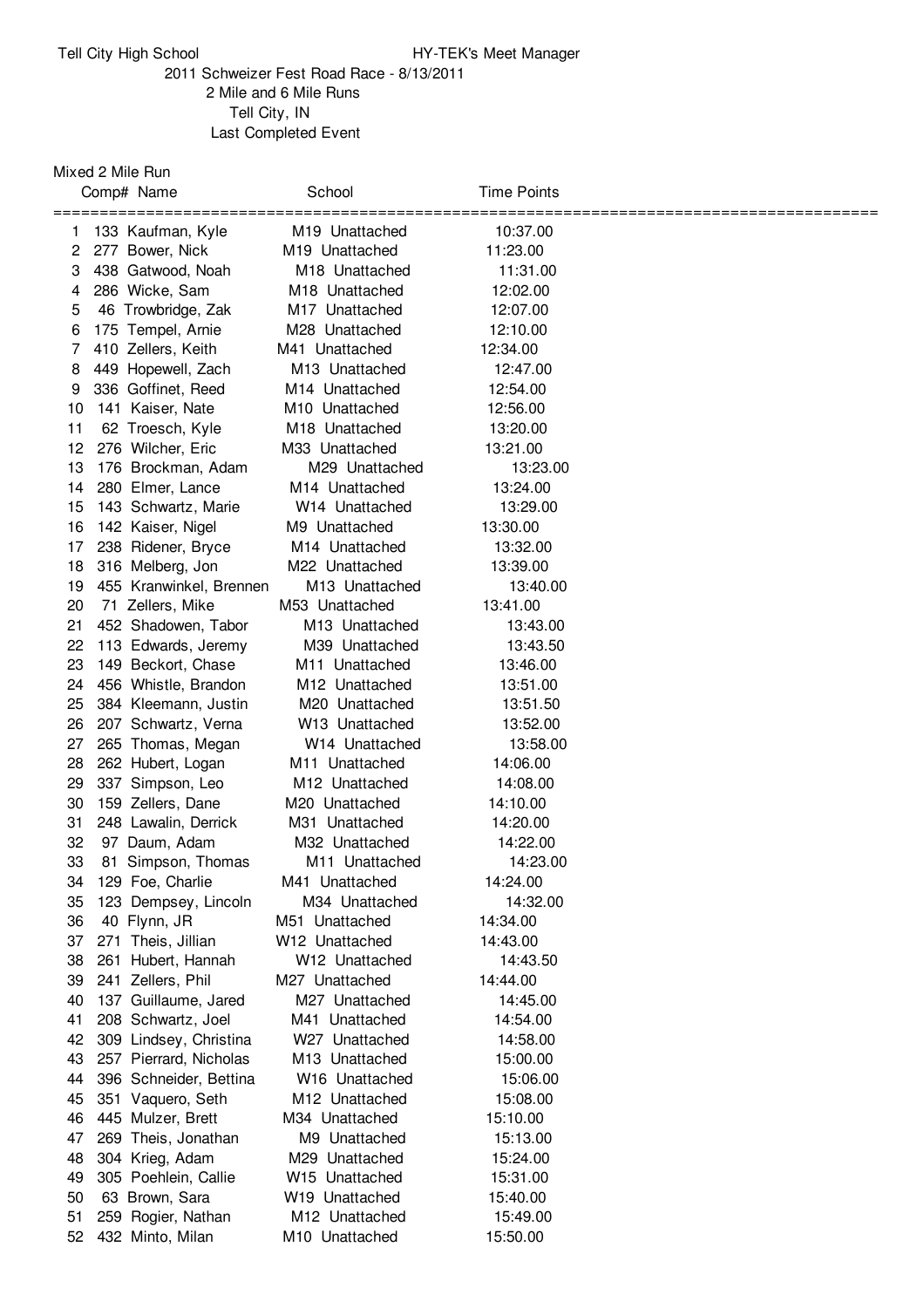Tell City High School — HY-TEK's Meet Manager

2011 Schweizer Fest Road Race - 8/13/2011

2 Mile and 6 Mile Runs

Tell City, IN

Last Completed Event

## Mixed 2 Mile Run

| | Comp# | Name | School | Time | Points |
|---|---|---|---|---|---|
| 1 | 133 | Kaufman, Kyle | M19 Unattached | 10:37.00 | |
| 2 | 277 | Bower, Nick | M19 Unattached | 11:23.00 | |
| 3 | 438 | Gatwood, Noah | M18 Unattached | 11:31.00 | |
| 4 | 286 | Wicke, Sam | M18 Unattached | 12:02.00 | |
| 5 | 46 | Trowbridge, Zak | M17 Unattached | 12:07.00 | |
| 6 | 175 | Tempel, Arnie | M28 Unattached | 12:10.00 | |
| 7 | 410 | Zellers, Keith | M41 Unattached | 12:34.00 | |
| 8 | 449 | Hopewell, Zach | M13 Unattached | 12:47.00 | |
| 9 | 336 | Goffinet, Reed | M14 Unattached | 12:54.00 | |
| 10 | 141 | Kaiser, Nate | M10 Unattached | 12:56.00 | |
| 11 | 62 | Troesch, Kyle | M18 Unattached | 13:20.00 | |
| 12 | 276 | Wilcher, Eric | M33 Unattached | 13:21.00 | |
| 13 | 176 | Brockman, Adam | M29 Unattached | 13:23.00 | |
| 14 | 280 | Elmer, Lance | M14 Unattached | 13:24.00 | |
| 15 | 143 | Schwartz, Marie | W14 Unattached | 13:29.00 | |
| 16 | 142 | Kaiser, Nigel | M9 Unattached | 13:30.00 | |
| 17 | 238 | Ridener, Bryce | M14 Unattached | 13:32.00 | |
| 18 | 316 | Melberg, Jon | M22 Unattached | 13:39.00 | |
| 19 | 455 | Kranwinkel, Brennen | M13 Unattached | 13:40.00 | |
| 20 | 71 | Zellers, Mike | M53 Unattached | 13:41.00 | |
| 21 | 452 | Shadowen, Tabor | M13 Unattached | 13:43.00 | |
| 22 | 113 | Edwards, Jeremy | M39 Unattached | 13:43.50 | |
| 23 | 149 | Beckort, Chase | M11 Unattached | 13:46.00 | |
| 24 | 456 | Whistle, Brandon | M12 Unattached | 13:51.00 | |
| 25 | 384 | Kleemann, Justin | M20 Unattached | 13:51.50 | |
| 26 | 207 | Schwartz, Verna | W13 Unattached | 13:52.00 | |
| 27 | 265 | Thomas, Megan | W14 Unattached | 13:58.00 | |
| 28 | 262 | Hubert, Logan | M11 Unattached | 14:06.00 | |
| 29 | 337 | Simpson, Leo | M12 Unattached | 14:08.00 | |
| 30 | 159 | Zellers, Dane | M20 Unattached | 14:10.00 | |
| 31 | 248 | Lawalin, Derrick | M31 Unattached | 14:20.00 | |
| 32 | 97 | Daum, Adam | M32 Unattached | 14:22.00 | |
| 33 | 81 | Simpson, Thomas | M11 Unattached | 14:23.00 | |
| 34 | 129 | Foe, Charlie | M41 Unattached | 14:24.00 | |
| 35 | 123 | Dempsey, Lincoln | M34 Unattached | 14:32.00 | |
| 36 | 40 | Flynn, JR | M51 Unattached | 14:34.00 | |
| 37 | 271 | Theis, Jillian | W12 Unattached | 14:43.00 | |
| 38 | 261 | Hubert, Hannah | W12 Unattached | 14:43.50 | |
| 39 | 241 | Zellers, Phil | M27 Unattached | 14:44.00 | |
| 40 | 137 | Guillaume, Jared | M27 Unattached | 14:45.00 | |
| 41 | 208 | Schwartz, Joel | M41 Unattached | 14:54.00 | |
| 42 | 309 | Lindsey, Christina | W27 Unattached | 14:58.00 | |
| 43 | 257 | Pierrard, Nicholas | M13 Unattached | 15:00.00 | |
| 44 | 396 | Schneider, Bettina | W16 Unattached | 15:06.00 | |
| 45 | 351 | Vaquero, Seth | M12 Unattached | 15:08.00 | |
| 46 | 445 | Mulzer, Brett | M34 Unattached | 15:10.00 | |
| 47 | 269 | Theis, Jonathan | M9 Unattached | 15:13.00 | |
| 48 | 304 | Krieg, Adam | M29 Unattached | 15:24.00 | |
| 49 | 305 | Poehlein, Callie | W15 Unattached | 15:31.00 | |
| 50 | 63 | Brown, Sara | W19 Unattached | 15:40.00 | |
| 51 | 259 | Rogier, Nathan | M12 Unattached | 15:49.00 | |
| 52 | 432 | Minto, Milan | M10 Unattached | 15:50.00 | |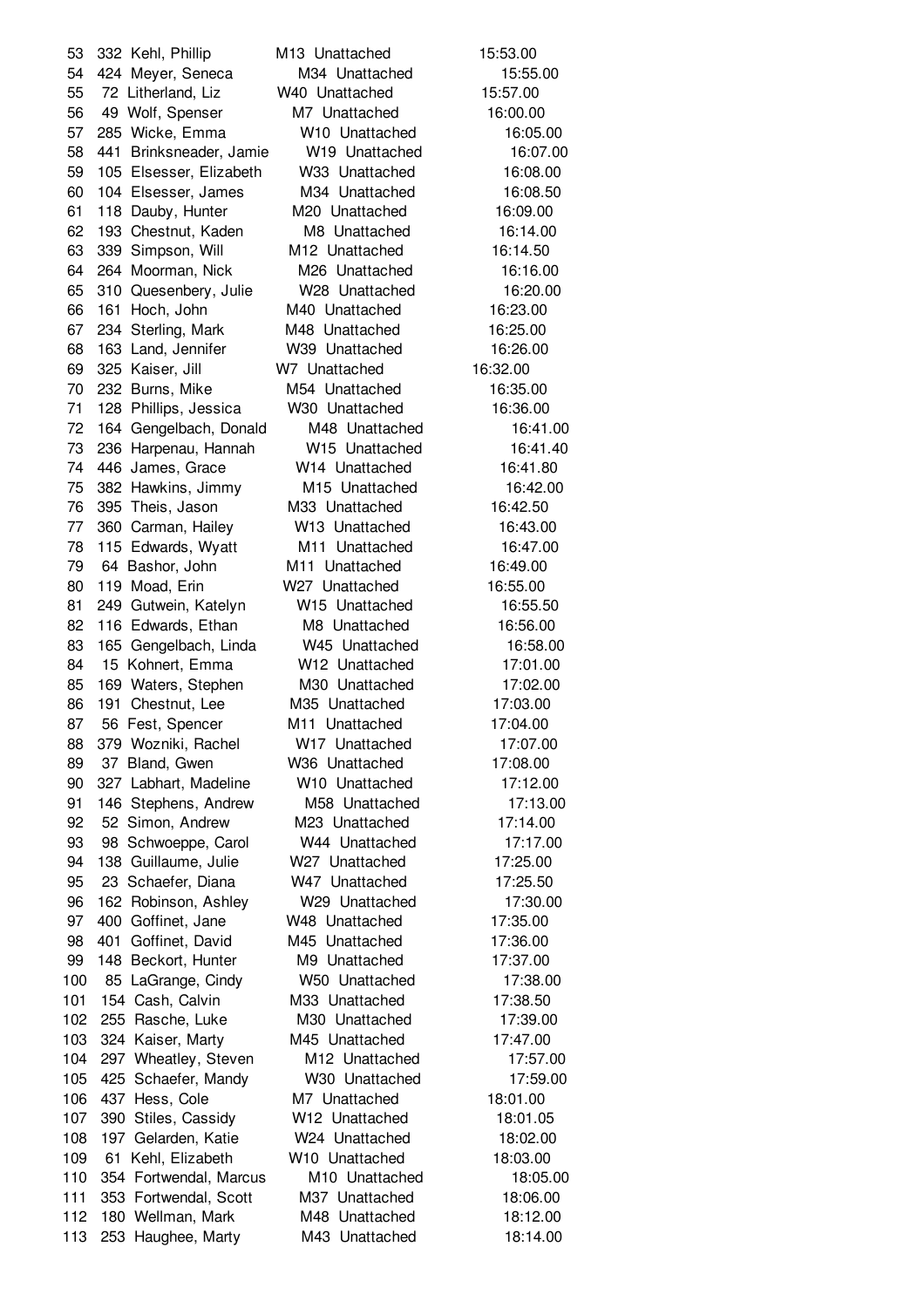| | | | | | |
|---|---|---|---|---|---|
| 53 | 332 | Kehl, Phillip | M13 | Unattached | 15:53.00 |
| 54 | 424 | Meyer, Seneca | M34 | Unattached | 15:55.00 |
| 55 | 72 | Litherland, Liz | W40 | Unattached | 15:57.00 |
| 56 | 49 | Wolf, Spenser | M7 | Unattached | 16:00.00 |
| 57 | 285 | Wicke, Emma | W10 | Unattached | 16:05.00 |
| 58 | 441 | Brinksneader, Jamie | W19 | Unattached | 16:07.00 |
| 59 | 105 | Elsesser, Elizabeth | W33 | Unattached | 16:08.00 |
| 60 | 104 | Elsesser, James | M34 | Unattached | 16:08.50 |
| 61 | 118 | Dauby, Hunter | M20 | Unattached | 16:09.00 |
| 62 | 193 | Chestnut, Kaden | M8 | Unattached | 16:14.00 |
| 63 | 339 | Simpson, Will | M12 | Unattached | 16:14.50 |
| 64 | 264 | Moorman, Nick | M26 | Unattached | 16:16.00 |
| 65 | 310 | Quesenbery, Julie | W28 | Unattached | 16:20.00 |
| 66 | 161 | Hoch, John | M40 | Unattached | 16:23.00 |
| 67 | 234 | Sterling, Mark | M48 | Unattached | 16:25.00 |
| 68 | 163 | Land, Jennifer | W39 | Unattached | 16:26.00 |
| 69 | 325 | Kaiser, Jill | W7 | Unattached | 16:32.00 |
| 70 | 232 | Burns, Mike | M54 | Unattached | 16:35.00 |
| 71 | 128 | Phillips, Jessica | W30 | Unattached | 16:36.00 |
| 72 | 164 | Gengelbach, Donald | M48 | Unattached | 16:41.00 |
| 73 | 236 | Harpenau, Hannah | W15 | Unattached | 16:41.40 |
| 74 | 446 | James, Grace | W14 | Unattached | 16:41.80 |
| 75 | 382 | Hawkins, Jimmy | M15 | Unattached | 16:42.00 |
| 76 | 395 | Theis, Jason | M33 | Unattached | 16:42.50 |
| 77 | 360 | Carman, Hailey | W13 | Unattached | 16:43.00 |
| 78 | 115 | Edwards, Wyatt | M11 | Unattached | 16:47.00 |
| 79 | 64 | Bashor, John | M11 | Unattached | 16:49.00 |
| 80 | 119 | Moad, Erin | W27 | Unattached | 16:55.00 |
| 81 | 249 | Gutwein, Katelyn | W15 | Unattached | 16:55.50 |
| 82 | 116 | Edwards, Ethan | M8 | Unattached | 16:56.00 |
| 83 | 165 | Gengelbach, Linda | W45 | Unattached | 16:58.00 |
| 84 | 15 | Kohnert, Emma | W12 | Unattached | 17:01.00 |
| 85 | 169 | Waters, Stephen | M30 | Unattached | 17:02.00 |
| 86 | 191 | Chestnut, Lee | M35 | Unattached | 17:03.00 |
| 87 | 56 | Fest, Spencer | M11 | Unattached | 17:04.00 |
| 88 | 379 | Wozniki, Rachel | W17 | Unattached | 17:07.00 |
| 89 | 37 | Bland, Gwen | W36 | Unattached | 17:08.00 |
| 90 | 327 | Labhart, Madeline | W10 | Unattached | 17:12.00 |
| 91 | 146 | Stephens, Andrew | M58 | Unattached | 17:13.00 |
| 92 | 52 | Simon, Andrew | M23 | Unattached | 17:14.00 |
| 93 | 98 | Schwoeppe, Carol | W44 | Unattached | 17:17.00 |
| 94 | 138 | Guillaume, Julie | W27 | Unattached | 17:25.00 |
| 95 | 23 | Schaefer, Diana | W47 | Unattached | 17:25.50 |
| 96 | 162 | Robinson, Ashley | W29 | Unattached | 17:30.00 |
| 97 | 400 | Goffinet, Jane | W48 | Unattached | 17:35.00 |
| 98 | 401 | Goffinet, David | M45 | Unattached | 17:36.00 |
| 99 | 148 | Beckort, Hunter | M9 | Unattached | 17:37.00 |
| 100 | 85 | LaGrange, Cindy | W50 | Unattached | 17:38.00 |
| 101 | 154 | Cash, Calvin | M33 | Unattached | 17:38.50 |
| 102 | 255 | Rasche, Luke | M30 | Unattached | 17:39.00 |
| 103 | 324 | Kaiser, Marty | M45 | Unattached | 17:47.00 |
| 104 | 297 | Wheatley, Steven | M12 | Unattached | 17:57.00 |
| 105 | 425 | Schaefer, Mandy | W30 | Unattached | 17:59.00 |
| 106 | 437 | Hess, Cole | M7 | Unattached | 18:01.00 |
| 107 | 390 | Stiles, Cassidy | W12 | Unattached | 18:01.05 |
| 108 | 197 | Gelarden, Katie | W24 | Unattached | 18:02.00 |
| 109 | 61 | Kehl, Elizabeth | W10 | Unattached | 18:03.00 |
| 110 | 354 | Fortwendal, Marcus | M10 | Unattached | 18:05.00 |
| 111 | 353 | Fortwendal, Scott | M37 | Unattached | 18:06.00 |
| 112 | 180 | Wellman, Mark | M48 | Unattached | 18:12.00 |
| 113 | 253 | Haughee, Marty | M43 | Unattached | 18:14.00 |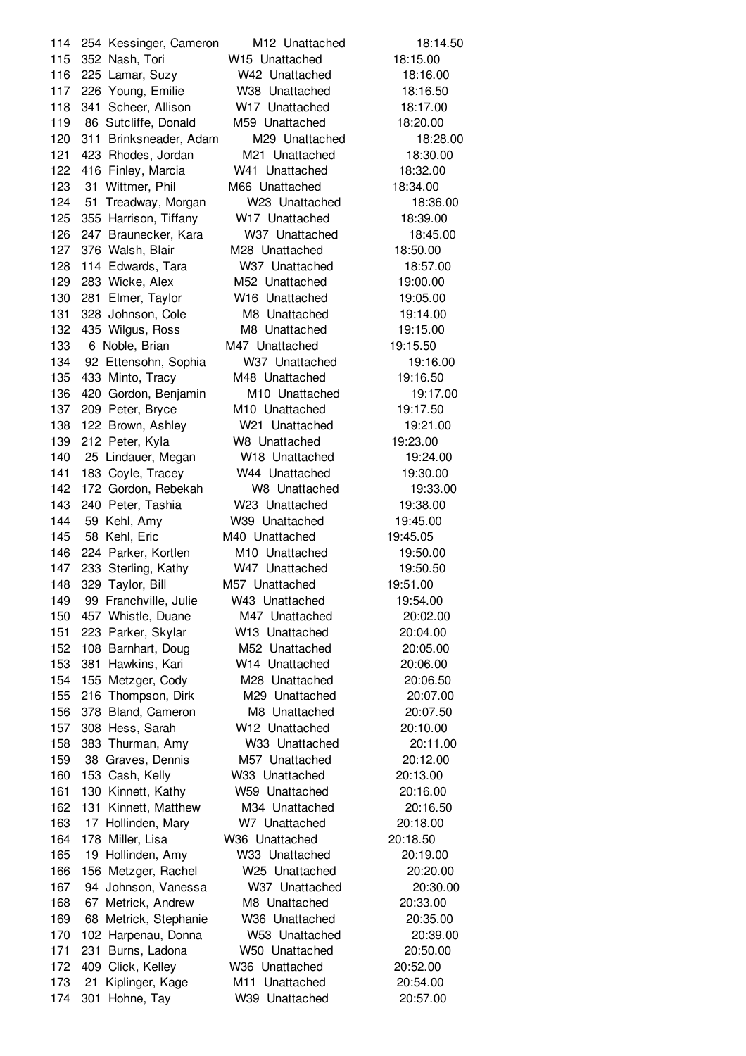| Place | Bib | Name | Age/Sex | Team | Time |
|---|---|---|---|---|---|
| 114 | 254 | Kessinger, Cameron | M12 | Unattached | 18:14.50 |
| 115 | 352 | Nash, Tori | W15 | Unattached | 18:15.00 |
| 116 | 225 | Lamar, Suzy | W42 | Unattached | 18:16.00 |
| 117 | 226 | Young, Emilie | W38 | Unattached | 18:16.50 |
| 118 | 341 | Scheer, Allison | W17 | Unattached | 18:17.00 |
| 119 | 86 | Sutcliffe, Donald | M59 | Unattached | 18:20.00 |
| 120 | 311 | Brinksneader, Adam | M29 | Unattached | 18:28.00 |
| 121 | 423 | Rhodes, Jordan | M21 | Unattached | 18:30.00 |
| 122 | 416 | Finley, Marcia | W41 | Unattached | 18:32.00 |
| 123 | 31 | Wittmer, Phil | M66 | Unattached | 18:34.00 |
| 124 | 51 | Treadway, Morgan | W23 | Unattached | 18:36.00 |
| 125 | 355 | Harrison, Tiffany | W17 | Unattached | 18:39.00 |
| 126 | 247 | Braunecker, Kara | W37 | Unattached | 18:45.00 |
| 127 | 376 | Walsh, Blair | M28 | Unattached | 18:50.00 |
| 128 | 114 | Edwards, Tara | W37 | Unattached | 18:57.00 |
| 129 | 283 | Wicke, Alex | M52 | Unattached | 19:00.00 |
| 130 | 281 | Elmer, Taylor | W16 | Unattached | 19:05.00 |
| 131 | 328 | Johnson, Cole | M8 | Unattached | 19:14.00 |
| 132 | 435 | Wilgus, Ross | M8 | Unattached | 19:15.00 |
| 133 | 6 | Noble, Brian | M47 | Unattached | 19:15.50 |
| 134 | 92 | Ettensohn, Sophia | W37 | Unattached | 19:16.00 |
| 135 | 433 | Minto, Tracy | M48 | Unattached | 19:16.50 |
| 136 | 420 | Gordon, Benjamin | M10 | Unattached | 19:17.00 |
| 137 | 209 | Peter, Bryce | M10 | Unattached | 19:17.50 |
| 138 | 122 | Brown, Ashley | W21 | Unattached | 19:21.00 |
| 139 | 212 | Peter, Kyla | W8 | Unattached | 19:23.00 |
| 140 | 25 | Lindauer, Megan | W18 | Unattached | 19:24.00 |
| 141 | 183 | Coyle, Tracey | W44 | Unattached | 19:30.00 |
| 142 | 172 | Gordon, Rebekah | W8 | Unattached | 19:33.00 |
| 143 | 240 | Peter, Tashia | W23 | Unattached | 19:38.00 |
| 144 | 59 | Kehl, Amy | W39 | Unattached | 19:45.00 |
| 145 | 58 | Kehl, Eric | M40 | Unattached | 19:45.05 |
| 146 | 224 | Parker, Kortlen | M10 | Unattached | 19:50.00 |
| 147 | 233 | Sterling, Kathy | W47 | Unattached | 19:50.50 |
| 148 | 329 | Taylor, Bill | M57 | Unattached | 19:51.00 |
| 149 | 99 | Franchville, Julie | W43 | Unattached | 19:54.00 |
| 150 | 457 | Whistle, Duane | M47 | Unattached | 20:02.00 |
| 151 | 223 | Parker, Skylar | W13 | Unattached | 20:04.00 |
| 152 | 108 | Barnhart, Doug | M52 | Unattached | 20:05.00 |
| 153 | 381 | Hawkins, Kari | W14 | Unattached | 20:06.00 |
| 154 | 155 | Metzger, Cody | M28 | Unattached | 20:06.50 |
| 155 | 216 | Thompson, Dirk | M29 | Unattached | 20:07.00 |
| 156 | 378 | Bland, Cameron | M8 | Unattached | 20:07.50 |
| 157 | 308 | Hess, Sarah | W12 | Unattached | 20:10.00 |
| 158 | 383 | Thurman, Amy | W33 | Unattached | 20:11.00 |
| 159 | 38 | Graves, Dennis | M57 | Unattached | 20:12.00 |
| 160 | 153 | Cash, Kelly | W33 | Unattached | 20:13.00 |
| 161 | 130 | Kinnett, Kathy | W59 | Unattached | 20:16.00 |
| 162 | 131 | Kinnett, Matthew | M34 | Unattached | 20:16.50 |
| 163 | 17 | Hollinden, Mary | W7 | Unattached | 20:18.00 |
| 164 | 178 | Miller, Lisa | W36 | Unattached | 20:18.50 |
| 165 | 19 | Hollinden, Amy | W33 | Unattached | 20:19.00 |
| 166 | 156 | Metzger, Rachel | W25 | Unattached | 20:20.00 |
| 167 | 94 | Johnson, Vanessa | W37 | Unattached | 20:30.00 |
| 168 | 67 | Metrick, Andrew | M8 | Unattached | 20:33.00 |
| 169 | 68 | Metrick, Stephanie | W36 | Unattached | 20:35.00 |
| 170 | 102 | Harpenau, Donna | W53 | Unattached | 20:39.00 |
| 171 | 231 | Burns, Ladona | W50 | Unattached | 20:50.00 |
| 172 | 409 | Click, Kelley | W36 | Unattached | 20:52.00 |
| 173 | 21 | Kiplinger, Kage | M11 | Unattached | 20:54.00 |
| 174 | 301 | Hohne, Tay | W39 | Unattached | 20:57.00 |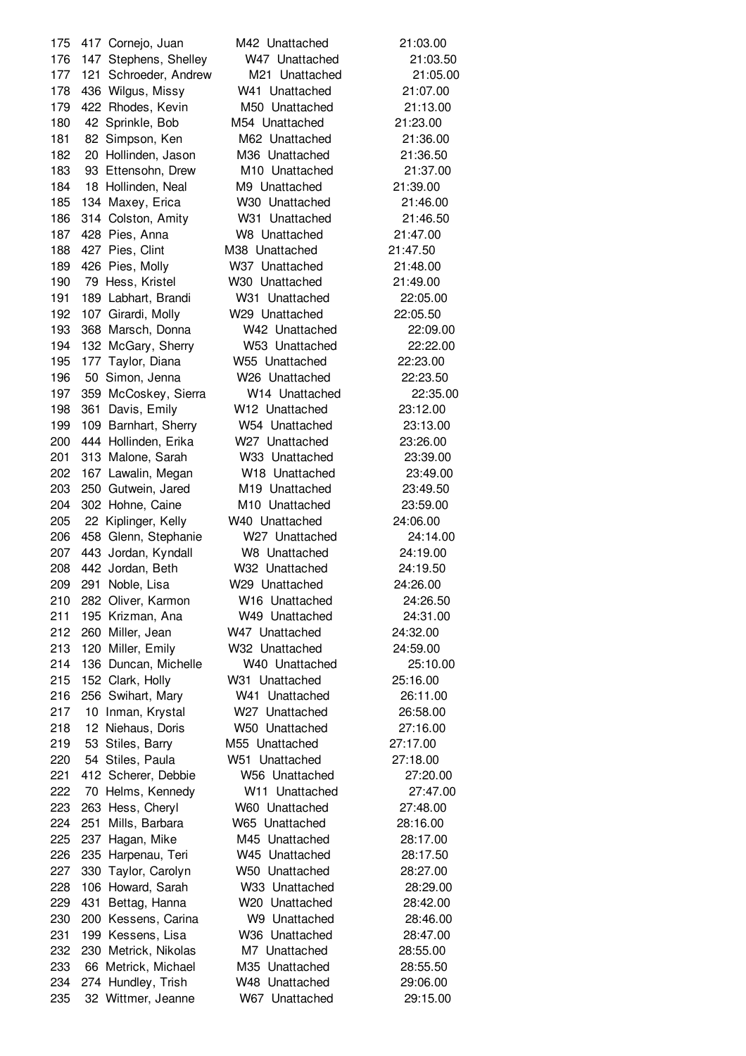| | | | | | |
|---|---|---|---|---|---|
| 175 | 417 | Cornejo, Juan | M42 | Unattached | 21:03.00 |
| 176 | 147 | Stephens, Shelley | W47 | Unattached | 21:03.50 |
| 177 | 121 | Schroeder, Andrew | M21 | Unattached | 21:05.00 |
| 178 | 436 | Wilgus, Missy | W41 | Unattached | 21:07.00 |
| 179 | 422 | Rhodes, Kevin | M50 | Unattached | 21:13.00 |
| 180 | 42 | Sprinkle, Bob | M54 | Unattached | 21:23.00 |
| 181 | 82 | Simpson, Ken | M62 | Unattached | 21:36.00 |
| 182 | 20 | Hollinden, Jason | M36 | Unattached | 21:36.50 |
| 183 | 93 | Ettensohn, Drew | M10 | Unattached | 21:37.00 |
| 184 | 18 | Hollinden, Neal | M9 | Unattached | 21:39.00 |
| 185 | 134 | Maxey, Erica | W30 | Unattached | 21:46.00 |
| 186 | 314 | Colston, Amity | W31 | Unattached | 21:46.50 |
| 187 | 428 | Pies, Anna | W8 | Unattached | 21:47.00 |
| 188 | 427 | Pies, Clint | M38 | Unattached | 21:47.50 |
| 189 | 426 | Pies, Molly | W37 | Unattached | 21:48.00 |
| 190 | 79 | Hess, Kristel | W30 | Unattached | 21:49.00 |
| 191 | 189 | Labhart, Brandi | W31 | Unattached | 22:05.00 |
| 192 | 107 | Girardi, Molly | W29 | Unattached | 22:05.50 |
| 193 | 368 | Marsch, Donna | W42 | Unattached | 22:09.00 |
| 194 | 132 | McGary, Sherry | W53 | Unattached | 22:22.00 |
| 195 | 177 | Taylor, Diana | W55 | Unattached | 22:23.00 |
| 196 | 50 | Simon, Jenna | W26 | Unattached | 22:23.50 |
| 197 | 359 | McCoskey, Sierra | W14 | Unattached | 22:35.00 |
| 198 | 361 | Davis, Emily | W12 | Unattached | 23:12.00 |
| 199 | 109 | Barnhart, Sherry | W54 | Unattached | 23:13.00 |
| 200 | 444 | Hollinden, Erika | W27 | Unattached | 23:26.00 |
| 201 | 313 | Malone, Sarah | W33 | Unattached | 23:39.00 |
| 202 | 167 | Lawalin, Megan | W18 | Unattached | 23:49.00 |
| 203 | 250 | Gutwein, Jared | M19 | Unattached | 23:49.50 |
| 204 | 302 | Hohne, Caine | M10 | Unattached | 23:59.00 |
| 205 | 22 | Kiplinger, Kelly | W40 | Unattached | 24:06.00 |
| 206 | 458 | Glenn, Stephanie | W27 | Unattached | 24:14.00 |
| 207 | 443 | Jordan, Kyndall | W8 | Unattached | 24:19.00 |
| 208 | 442 | Jordan, Beth | W32 | Unattached | 24:19.50 |
| 209 | 291 | Noble, Lisa | W29 | Unattached | 24:26.00 |
| 210 | 282 | Oliver, Karmon | W16 | Unattached | 24:26.50 |
| 211 | 195 | Krizman, Ana | W49 | Unattached | 24:31.00 |
| 212 | 260 | Miller, Jean | W47 | Unattached | 24:32.00 |
| 213 | 120 | Miller, Emily | W32 | Unattached | 24:59.00 |
| 214 | 136 | Duncan, Michelle | W40 | Unattached | 25:10.00 |
| 215 | 152 | Clark, Holly | W31 | Unattached | 25:16.00 |
| 216 | 256 | Swihart, Mary | W41 | Unattached | 26:11.00 |
| 217 | 10 | Inman, Krystal | W27 | Unattached | 26:58.00 |
| 218 | 12 | Niehaus, Doris | W50 | Unattached | 27:16.00 |
| 219 | 53 | Stiles, Barry | M55 | Unattached | 27:17.00 |
| 220 | 54 | Stiles, Paula | W51 | Unattached | 27:18.00 |
| 221 | 412 | Scherer, Debbie | W56 | Unattached | 27:20.00 |
| 222 | 70 | Helms, Kennedy | W11 | Unattached | 27:47.00 |
| 223 | 263 | Hess, Cheryl | W60 | Unattached | 27:48.00 |
| 224 | 251 | Mills, Barbara | W65 | Unattached | 28:16.00 |
| 225 | 237 | Hagan, Mike | M45 | Unattached | 28:17.00 |
| 226 | 235 | Harpenau, Teri | W45 | Unattached | 28:17.50 |
| 227 | 330 | Taylor, Carolyn | W50 | Unattached | 28:27.00 |
| 228 | 106 | Howard, Sarah | W33 | Unattached | 28:29.00 |
| 229 | 431 | Bettag, Hanna | W20 | Unattached | 28:42.00 |
| 230 | 200 | Kessens, Carina | W9 | Unattached | 28:46.00 |
| 231 | 199 | Kessens, Lisa | W36 | Unattached | 28:47.00 |
| 232 | 230 | Metrick, Nikolas | M7 | Unattached | 28:55.00 |
| 233 | 66 | Metrick, Michael | M35 | Unattached | 28:55.50 |
| 234 | 274 | Hundley, Trish | W48 | Unattached | 29:06.00 |
| 235 | 32 | Wittmer, Jeanne | W67 | Unattached | 29:15.00 |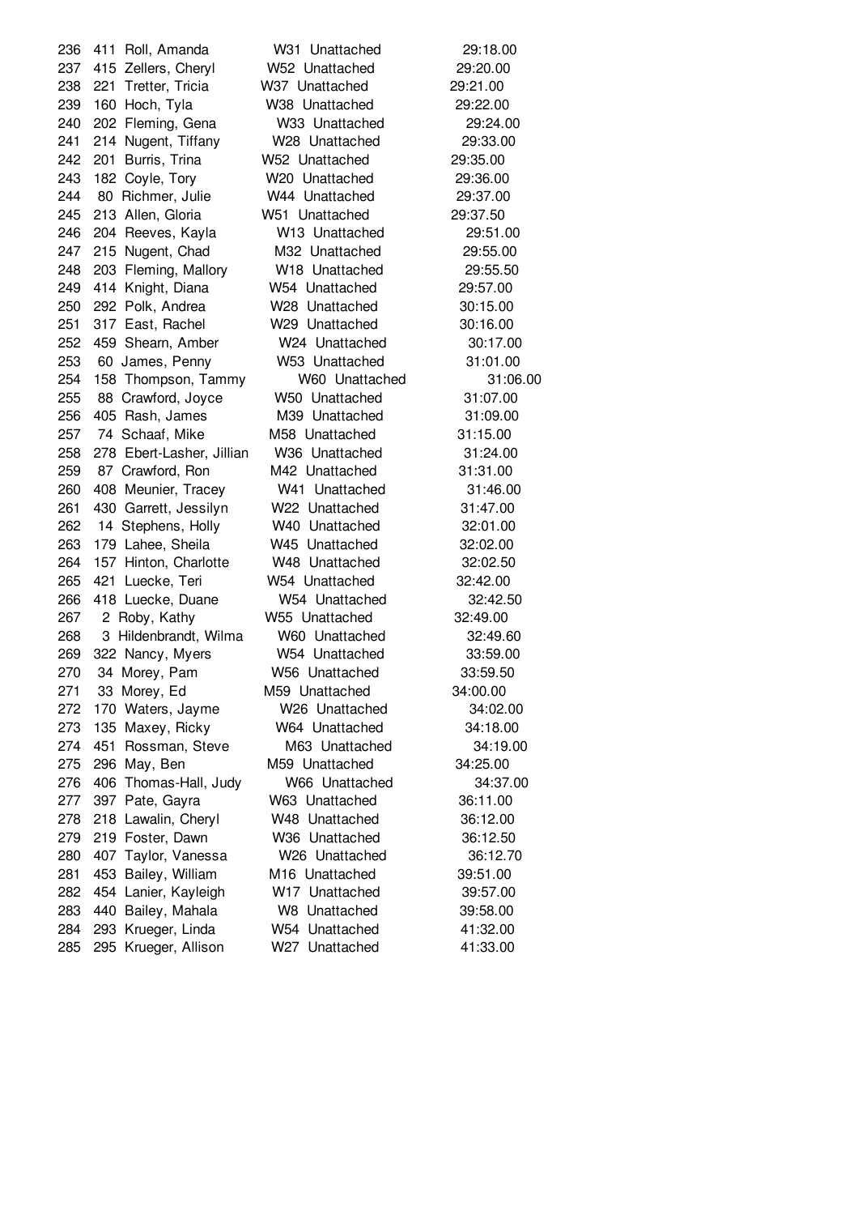| | | | | | |
|---|---|---|---|---|---|
| 236 | 411 | Roll, Amanda | W31 | Unattached | 29:18.00 |
| 237 | 415 | Zellers, Cheryl | W52 | Unattached | 29:20.00 |
| 238 | 221 | Tretter, Tricia | W37 | Unattached | 29:21.00 |
| 239 | 160 | Hoch, Tyla | W38 | Unattached | 29:22.00 |
| 240 | 202 | Fleming, Gena | W33 | Unattached | 29:24.00 |
| 241 | 214 | Nugent, Tiffany | W28 | Unattached | 29:33.00 |
| 242 | 201 | Burris, Trina | W52 | Unattached | 29:35.00 |
| 243 | 182 | Coyle, Tory | W20 | Unattached | 29:36.00 |
| 244 | 80 | Richmer, Julie | W44 | Unattached | 29:37.00 |
| 245 | 213 | Allen, Gloria | W51 | Unattached | 29:37.50 |
| 246 | 204 | Reeves, Kayla | W13 | Unattached | 29:51.00 |
| 247 | 215 | Nugent, Chad | M32 | Unattached | 29:55.00 |
| 248 | 203 | Fleming, Mallory | W18 | Unattached | 29:55.50 |
| 249 | 414 | Knight, Diana | W54 | Unattached | 29:57.00 |
| 250 | 292 | Polk, Andrea | W28 | Unattached | 30:15.00 |
| 251 | 317 | East, Rachel | W29 | Unattached | 30:16.00 |
| 252 | 459 | Shearn, Amber | W24 | Unattached | 30:17.00 |
| 253 | 60 | James, Penny | W53 | Unattached | 31:01.00 |
| 254 | 158 | Thompson, Tammy | W60 | Unattached | 31:06.00 |
| 255 | 88 | Crawford, Joyce | W50 | Unattached | 31:07.00 |
| 256 | 405 | Rash, James | M39 | Unattached | 31:09.00 |
| 257 | 74 | Schaaf, Mike | M58 | Unattached | 31:15.00 |
| 258 | 278 | Ebert-Lasher, Jillian | W36 | Unattached | 31:24.00 |
| 259 | 87 | Crawford, Ron | M42 | Unattached | 31:31.00 |
| 260 | 408 | Meunier, Tracey | W41 | Unattached | 31:46.00 |
| 261 | 430 | Garrett, Jessilyn | W22 | Unattached | 31:47.00 |
| 262 | 14 | Stephens, Holly | W40 | Unattached | 32:01.00 |
| 263 | 179 | Lahee, Sheila | W45 | Unattached | 32:02.00 |
| 264 | 157 | Hinton, Charlotte | W48 | Unattached | 32:02.50 |
| 265 | 421 | Luecke, Teri | W54 | Unattached | 32:42.00 |
| 266 | 418 | Luecke, Duane | W54 | Unattached | 32:42.50 |
| 267 | 2 | Roby, Kathy | W55 | Unattached | 32:49.00 |
| 268 | 3 | Hildenbrandt, Wilma | W60 | Unattached | 32:49.60 |
| 269 | 322 | Nancy, Myers | W54 | Unattached | 33:59.00 |
| 270 | 34 | Morey, Pam | W56 | Unattached | 33:59.50 |
| 271 | 33 | Morey, Ed | M59 | Unattached | 34:00.00 |
| 272 | 170 | Waters, Jayme | W26 | Unattached | 34:02.00 |
| 273 | 135 | Maxey, Ricky | W64 | Unattached | 34:18.00 |
| 274 | 451 | Rossman, Steve | M63 | Unattached | 34:19.00 |
| 275 | 296 | May, Ben | M59 | Unattached | 34:25.00 |
| 276 | 406 | Thomas-Hall, Judy | W66 | Unattached | 34:37.00 |
| 277 | 397 | Pate, Gayra | W63 | Unattached | 36:11.00 |
| 278 | 218 | Lawalin, Cheryl | W48 | Unattached | 36:12.00 |
| 279 | 219 | Foster, Dawn | W36 | Unattached | 36:12.50 |
| 280 | 407 | Taylor, Vanessa | W26 | Unattached | 36:12.70 |
| 281 | 453 | Bailey, William | M16 | Unattached | 39:51.00 |
| 282 | 454 | Lanier, Kayleigh | W17 | Unattached | 39:57.00 |
| 283 | 440 | Bailey, Mahala | W8 | Unattached | 39:58.00 |
| 284 | 293 | Krueger, Linda | W54 | Unattached | 41:32.00 |
| 285 | 295 | Krueger, Allison | W27 | Unattached | 41:33.00 |